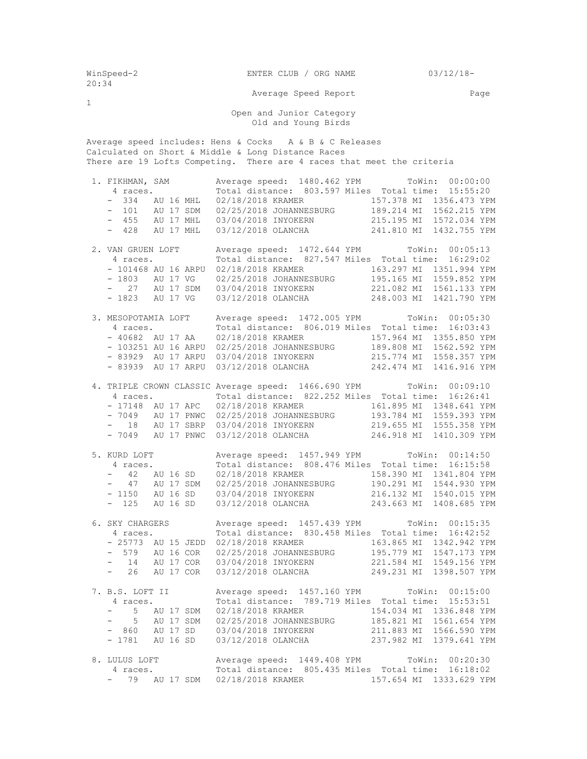WinSpeed-2 ENTER CLUB / ORG NAME 03/12/18- 20:34

Average Speed Report

Open and Junior Category
Old and Young Birds

Average speed includes: Hens & Cocks A & B & C Releases
Calculated on Short & Middle & Long Distance Races
There are 19 Lofts Competing. There are 4 races that meet the criteria

```
 1. FIKHMAN, SAM         Average speed:  1480.462 YPM        ToWin:  00:00:00
    4 races.             Total distance:  803.597 Miles  Total time:  15:55:20
    -  334   AU 16 MHL   02/18/2018 KRAMER              157.378 MI  1356.473 YPM
    -  101   AU 17 SDM   02/25/2018 JOHANNESBURG        189.214 MI  1562.215 YPM
    -  455   AU 17 MHL   03/04/2018 INYOKERN            215.195 MI  1572.034 YPM
    -  428   AU 17 MHL   03/12/2018 OLANCHA             241.810 MI  1432.755 YPM

 2. VAN GRUEN LOFT       Average speed:  1472.644 YPM        ToWin:  00:05:13
    4 races.             Total distance:  827.547 Miles  Total time:  16:29:02
    - 101468 AU 16 ARPU  02/18/2018 KRAMER              163.297 MI  1351.994 YPM
    - 1803   AU 17 VG    02/25/2018 JOHANNESBURG        195.165 MI  1559.852 YPM
    -   27   AU 17 SDM   03/04/2018 INYOKERN            221.082 MI  1561.133 YPM
    - 1823   AU 17 VG    03/12/2018 OLANCHA             248.003 MI  1421.790 YPM

 3. MESOPOTAMIA LOFT     Average speed:  1472.005 YPM        ToWin:  00:05:30
    4 races.             Total distance:  806.019 Miles  Total time:  16:03:43
    - 40682  AU 17 AA    02/18/2018 KRAMER              157.964 MI  1355.850 YPM
    - 103251 AU 16 ARPU  02/25/2018 JOHANNESBURG        189.808 MI  1562.592 YPM
    - 83929  AU 17 ARPU  03/04/2018 INYOKERN            215.774 MI  1558.357 YPM
    - 83939  AU 17 ARPU  03/12/2018 OLANCHA             242.474 MI  1416.916 YPM

 4. TRIPLE CROWN CLASSIC Average speed:  1466.690 YPM        ToWin:  00:09:10
    4 races.             Total distance:  822.252 Miles  Total time:  16:26:41
    - 17148  AU 17 APC   02/18/2018 KRAMER              161.895 MI  1348.641 YPM
    - 7049   AU 17 PNWC  02/25/2018 JOHANNESBURG        193.784 MI  1559.393 YPM
    -   18   AU 17 SBRP  03/04/2018 INYOKERN            219.655 MI  1555.358 YPM
    - 7049   AU 17 PNWC  03/12/2018 OLANCHA             246.918 MI  1410.309 YPM

 5. KURD LOFT            Average speed:  1457.949 YPM        ToWin:  00:14:50
    4 races.             Total distance:  808.476 Miles  Total time:  16:15:58
    -   42   AU 16 SD    02/18/2018 KRAMER              158.390 MI  1341.804 YPM
    -   47   AU 17 SDM   02/25/2018 JOHANNESBURG        190.291 MI  1544.930 YPM
    - 1150   AU 16 SD    03/04/2018 INYOKERN            216.132 MI  1540.015 YPM
    -  125   AU 16 SD    03/12/2018 OLANCHA             243.663 MI  1408.685 YPM

 6. SKY CHARGERS         Average speed:  1457.439 YPM        ToWin:  00:15:35
    4 races.             Total distance:  830.458 Miles  Total time:  16:42:52
    - 25773  AU 15 JEDD  02/18/2018 KRAMER              163.865 MI  1342.942 YPM
    -  579   AU 16 COR   02/25/2018 JOHANNESBURG        195.779 MI  1547.173 YPM
    -   14   AU 17 COR   03/04/2018 INYOKERN            221.584 MI  1549.156 YPM
    -   26   AU 17 COR   03/12/2018 OLANCHA             249.231 MI  1398.507 YPM

 7. B.S. LOFT II         Average speed:  1457.160 YPM        ToWin:  00:15:00
    4 races.             Total distance:  789.719 Miles  Total time:  15:53:51
    -    5   AU 17 SDM   02/18/2018 KRAMER              154.034 MI  1336.848 YPM
    -    5   AU 17 SDM   02/25/2018 JOHANNESBURG        185.821 MI  1561.654 YPM
    -  860   AU 17 SD    03/04/2018 INYOKERN            211.883 MI  1566.590 YPM
    - 1781   AU 16 SD    03/12/2018 OLANCHA             237.982 MI  1379.641 YPM

 8. LULUS LOFT           Average speed:  1449.408 YPM        ToWin:  00:20:30
    4 races.             Total distance:  805.435 Miles  Total time:  16:18:02
    -   79   AU 17 SDM   02/18/2018 KRAMER              157.654 MI  1333.629 YPM
```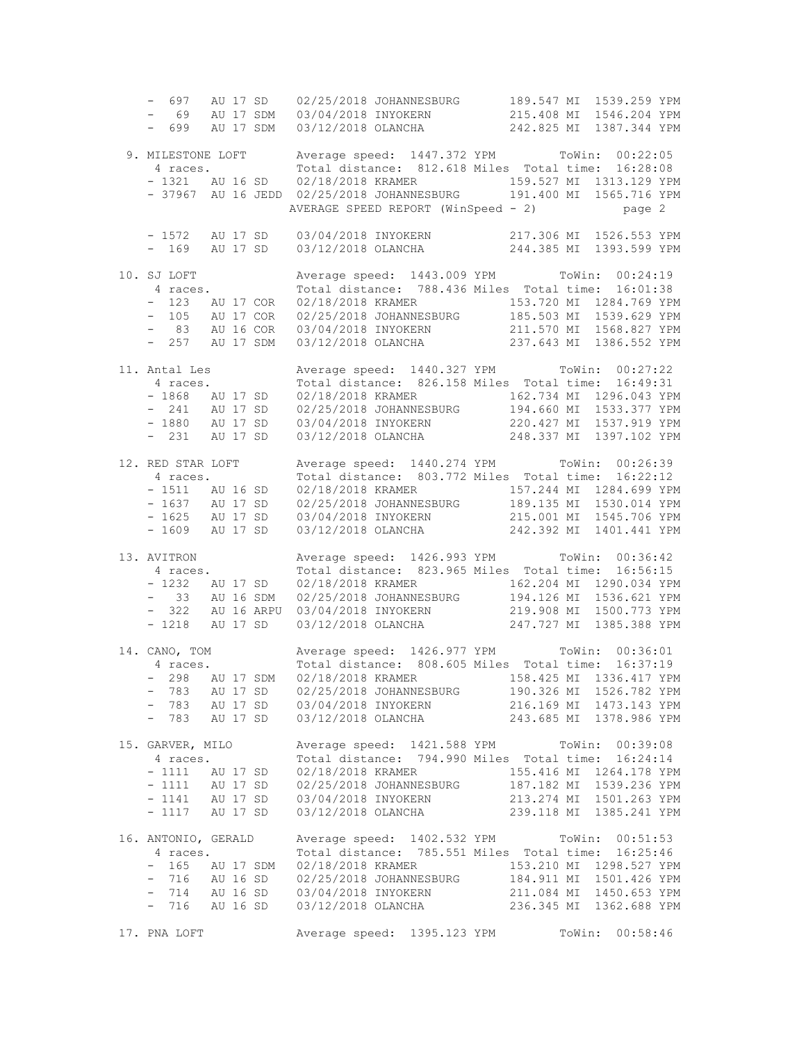```
   - 697   AU 17 SD    02/25/2018 JOHANNESBURG       189.547 MI  1539.259 YPM
   -  69   AU 17 SDM   03/04/2018 INYOKERN           215.408 MI  1546.204 YPM
   - 699   AU 17 SDM   03/12/2018 OLANCHA            242.825 MI  1387.344 YPM

 9. MILESTONE LOFT        Average speed:  1447.372 YPM          ToWin:  00:22:05
    4 races.              Total distance:  812.618 Miles  Total time:  16:28:08
   - 1321   AU 16 SD    02/18/2018 KRAMER             159.527 MI  1313.129 YPM
   - 37967  AU 16 JEDD  02/25/2018 JOHANNESBURG       191.400 MI  1565.716 YPM
                        AVERAGE SPEED REPORT (WinSpeed - 2)             page 2

   - 1572   AU 17 SD    03/04/2018 INYOKERN           217.306 MI  1526.553 YPM
   -  169   AU 17 SD    03/12/2018 OLANCHA            244.385 MI  1393.599 YPM

10. SJ LOFT               Average speed:  1443.009 YPM          ToWin:  00:24:19
    4 races.              Total distance:  788.436 Miles  Total time:  16:01:38
   -  123   AU 17 COR   02/18/2018 KRAMER             153.720 MI  1284.769 YPM
   -  105   AU 17 COR   02/25/2018 JOHANNESBURG       185.503 MI  1539.629 YPM
   -   83   AU 16 COR   03/04/2018 INYOKERN           211.570 MI  1568.827 YPM
   -  257   AU 17 SDM   03/12/2018 OLANCHA            237.643 MI  1386.552 YPM

11. Antal Les             Average speed:  1440.327 YPM          ToWin:  00:27:22
    4 races.              Total distance:  826.158 Miles  Total time:  16:49:31
   - 1868   AU 17 SD    02/18/2018 KRAMER             162.734 MI  1296.043 YPM
   -  241   AU 17 SD    02/25/2018 JOHANNESBURG       194.660 MI  1533.377 YPM
   - 1880   AU 17 SD    03/04/2018 INYOKERN           220.427 MI  1537.919 YPM
   -  231   AU 17 SD    03/12/2018 OLANCHA            248.337 MI  1397.102 YPM

12. RED STAR LOFT         Average speed:  1440.274 YPM          ToWin:  00:26:39
    4 races.              Total distance:  803.772 Miles  Total time:  16:22:12
   - 1511   AU 16 SD    02/18/2018 KRAMER             157.244 MI  1284.699 YPM
   - 1637   AU 17 SD    02/25/2018 JOHANNESBURG       189.135 MI  1530.014 YPM
   - 1625   AU 17 SD    03/04/2018 INYOKERN           215.001 MI  1545.706 YPM
   - 1609   AU 17 SD    03/12/2018 OLANCHA            242.392 MI  1401.441 YPM

13. AVITRON               Average speed:  1426.993 YPM          ToWin:  00:36:42
    4 races.              Total distance:  823.965 Miles  Total time:  16:56:15
   - 1232   AU 17 SD    02/18/2018 KRAMER             162.204 MI  1290.034 YPM
   -   33   AU 16 SDM   02/25/2018 JOHANNESBURG       194.126 MI  1536.621 YPM
   -  322   AU 16 ARPU  03/04/2018 INYOKERN           219.908 MI  1500.773 YPM
   - 1218   AU 17 SD    03/12/2018 OLANCHA            247.727 MI  1385.388 YPM

14. CANO, TOM             Average speed:  1426.977 YPM          ToWin:  00:36:01
    4 races.              Total distance:  808.605 Miles  Total time:  16:37:19
   -  298   AU 17 SDM   02/18/2018 KRAMER             158.425 MI  1336.417 YPM
   -  783   AU 17 SD    02/25/2018 JOHANNESBURG       190.326 MI  1526.782 YPM
   -  783   AU 17 SD    03/04/2018 INYOKERN           216.169 MI  1473.143 YPM
   -  783   AU 17 SD    03/12/2018 OLANCHA            243.685 MI  1378.986 YPM

15. GARVER, MILO          Average speed:  1421.588 YPM          ToWin:  00:39:08
    4 races.              Total distance:  794.990 Miles  Total time:  16:24:14
   - 1111   AU 17 SD    02/18/2018 KRAMER             155.416 MI  1264.178 YPM
   - 1111   AU 17 SD    02/25/2018 JOHANNESBURG       187.182 MI  1539.236 YPM
   - 1141   AU 17 SD    03/04/2018 INYOKERN           213.274 MI  1501.263 YPM
   - 1117   AU 17 SD    03/12/2018 OLANCHA            239.118 MI  1385.241 YPM

16. ANTONIO, GERALD       Average speed:  1402.532 YPM          ToWin:  00:51:53
    4 races.              Total distance:  785.551 Miles  Total time:  16:25:46
   -  165   AU 17 SDM   02/18/2018 KRAMER             153.210 MI  1298.527 YPM
   -  716   AU 16 SD    02/25/2018 JOHANNESBURG       184.911 MI  1501.426 YPM
   -  714   AU 16 SD    03/04/2018 INYOKERN           211.084 MI  1450.653 YPM
   -  716   AU 16 SD    03/12/2018 OLANCHA            236.345 MI  1362.688 YPM

17. PNA LOFT              Average speed:  1395.123 YPM          ToWin:  00:58:46
```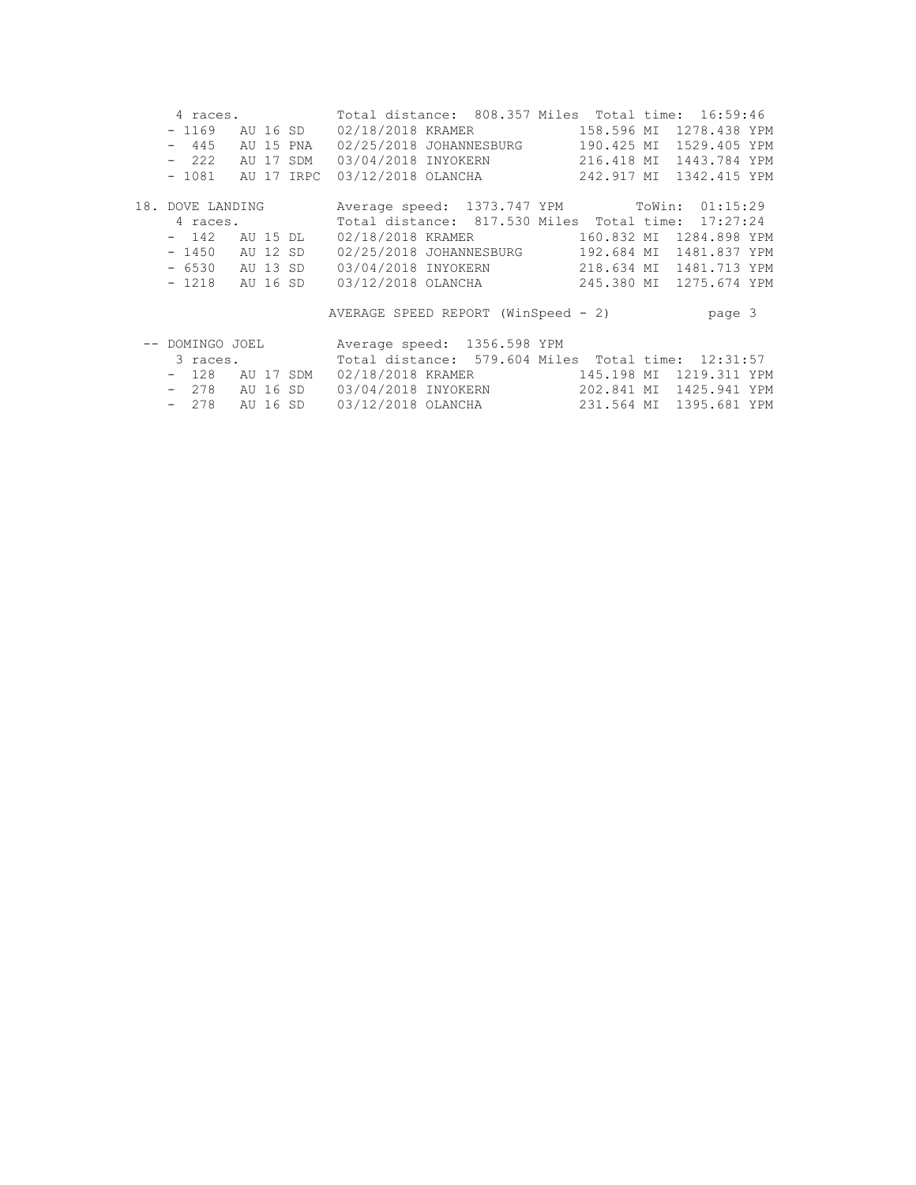```
    4 races.            Total distance:  808.357 Miles  Total time:  16:59:46
    - 1169   AU 16 SD    02/18/2018 KRAMER            158.596 MI  1278.438 YPM
    -  445   AU 15 PNA   02/25/2018 JOHANNESBURG      190.425 MI  1529.405 YPM
    -  222   AU 17 SDM   03/04/2018 INYOKERN          216.418 MI  1443.784 YPM
    - 1081   AU 17 IRPC  03/12/2018 OLANCHA           242.917 MI  1342.415 YPM

18. DOVE LANDING        Average speed:  1373.747 YPM         ToWin:  01:15:29
    4 races.            Total distance:  817.530 Miles  Total time:  17:27:24
    -  142   AU 15 DL    02/18/2018 KRAMER            160.832 MI  1284.898 YPM
    - 1450   AU 12 SD    02/25/2018 JOHANNESBURG      192.684 MI  1481.837 YPM
    - 6530   AU 13 SD    03/04/2018 INYOKERN          218.634 MI  1481.713 YPM
    - 1218   AU 16 SD    03/12/2018 OLANCHA           245.380 MI  1275.674 YPM

                        AVERAGE SPEED REPORT (WinSpeed - 2)

 -- DOMINGO JOEL        Average speed:  1356.598 YPM
    3 races.            Total distance:  579.604 Miles  Total time:  12:31:57
    -  128   AU 17 SDM   02/18/2018 KRAMER            145.198 MI  1219.311 YPM
    -  278   AU 16 SD    03/04/2018 INYOKERN          202.841 MI  1425.941 YPM
    -  278   AU 16 SD    03/12/2018 OLANCHA           231.564 MI  1395.681 YPM
```